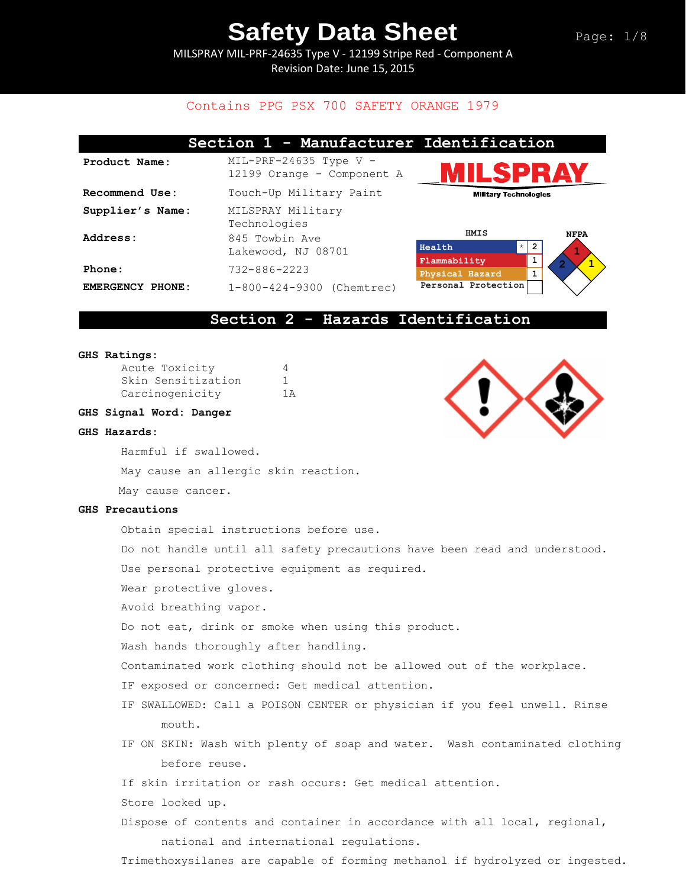# Safety Data Sheet

MILSPRAY MIL-PRF-24635 Type V - 12199 Stripe Red - Component A

Revision Date: June 15, 2015

Contains PPG PSX 700 SAFETY ORANGE 1979

## Section 1 - Manufacturer Identification

| | |
|---|---|
| **Product Name:** | MIL-PRF-24635 Type V - 12199 Orange - Component A |
| **Recommend Use:** | Touch-Up Military Paint |
| **Supplier's Name:** | MILSPRAY Military Technologies |
| **Address:** | 845 Towbin Ave Lakewood, NJ 08701 |
| **Phone:** | 732-886-2223 |
| **EMERGENCY PHONE:** | 1-800-424-9300 (Chemtrec) |

MILSPRAY Military Technologies

**HMIS**

| | | |
|---|---|---|
| Health | * | 2 |
| Flammability | | 1 |
| Physical Hazard | | 1 |
| Personal Protection | | |

**NFPA**

Health: 2, Flammability: 1, Instability: 1

## Section 2 - Hazards Identification

**GHS Ratings:**

| | |
|---|---|
| Acute Toxicity | 4 |
| Skin Sensitization | 1 |
| Carcinogenicity | 1A |

**GHS Signal Word: Danger**

**GHS Hazards:**

Harmful if swallowed.

May cause an allergic skin reaction.

May cause cancer.

**GHS Precautions**

Obtain special instructions before use.

Do not handle until all safety precautions have been read and understood.

Use personal protective equipment as required.

Wear protective gloves.

Avoid breathing vapor.

Do not eat, drink or smoke when using this product.

Wash hands thoroughly after handling.

Contaminated work clothing should not be allowed out of the workplace.

IF exposed or concerned: Get medical attention.

IF SWALLOWED: Call a POISON CENTER or physician if you feel unwell. Rinse mouth.

IF ON SKIN: Wash with plenty of soap and water. Wash contaminated clothing before reuse.

If skin irritation or rash occurs: Get medical attention.

Store locked up.

Dispose of contents and container in accordance with all local, regional, national and international regulations.

Trimethoxysilanes are capable of forming methanol if hydrolyzed or ingested.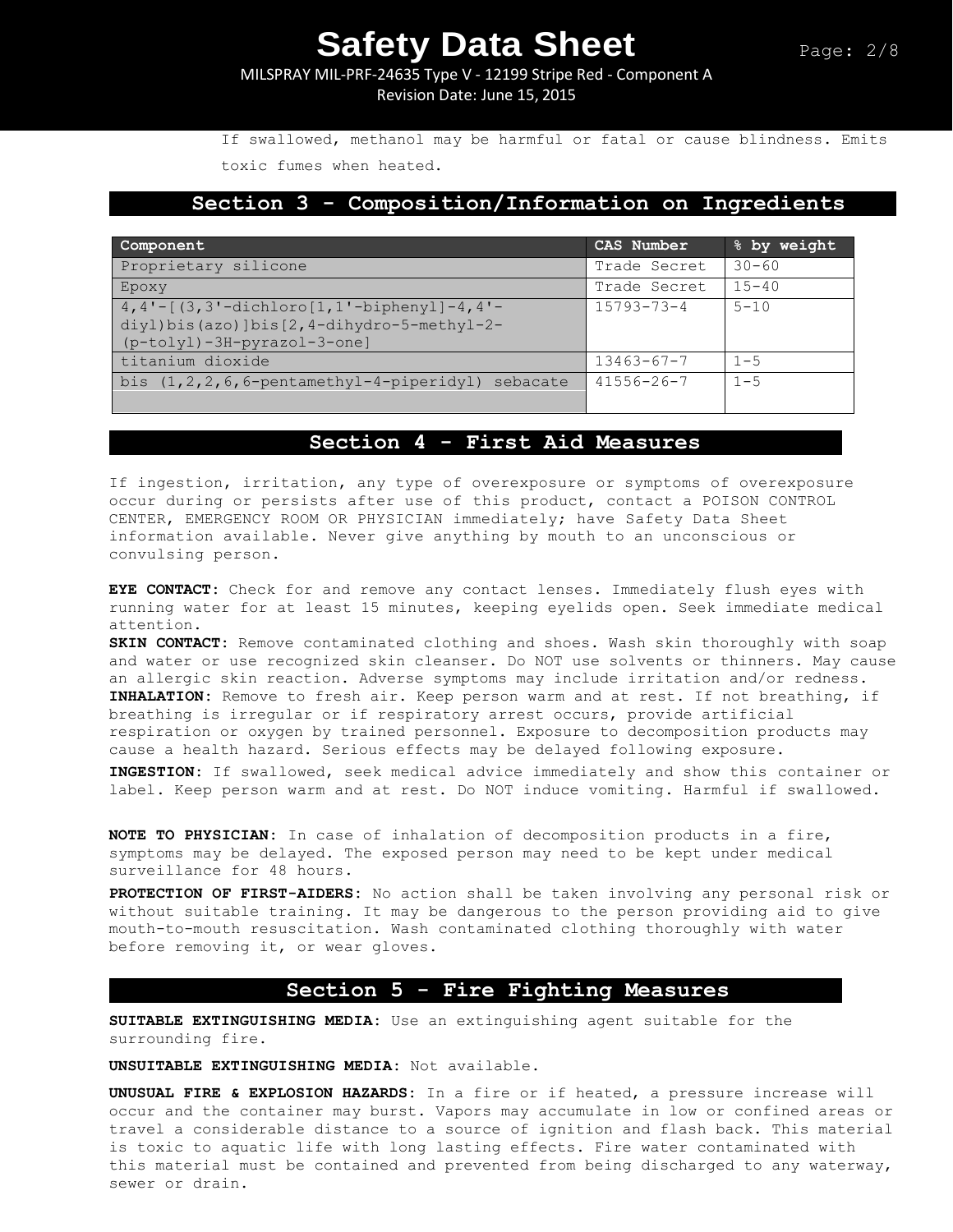If swallowed, methanol may be harmful or fatal or cause blindness. Emits toxic fumes when heated.

## Section 3 - Composition/Information on Ingredients

| Component | CAS Number | % by weight |
|---|---|---|
| Proprietary silicone | Trade Secret | 30-60 |
| Epoxy | Trade Secret | 15-40 |
| 4,4'-[(3,3'-dichloro[1,1'-biphenyl]-4,4'-diyl)bis(azo)]bis[2,4-dihydro-5-methyl-2-(p-tolyl)-3H-pyrazol-3-one] | 15793-73-4 | 5-10 |
| titanium dioxide | 13463-67-7 | 1-5 |
| bis (1,2,2,6,6-pentamethyl-4-piperidyl) sebacate | 41556-26-7 | 1-5 |

## Section 4 - First Aid Measures

If ingestion, irritation, any type of overexposure or symptoms of overexposure occur during or persists after use of this product, contact a POISON CONTROL CENTER, EMERGENCY ROOM OR PHYSICIAN immediately; have Safety Data Sheet information available. Never give anything by mouth to an unconscious or convulsing person.

**EYE CONTACT:** Check for and remove any contact lenses. Immediately flush eyes with running water for at least 15 minutes, keeping eyelids open. Seek immediate medical attention.

**SKIN CONTACT:** Remove contaminated clothing and shoes. Wash skin thoroughly with soap and water or use recognized skin cleanser. Do NOT use solvents or thinners. May cause an allergic skin reaction. Adverse symptoms may include irritation and/or redness.

**INHALATION:** Remove to fresh air. Keep person warm and at rest. If not breathing, if breathing is irregular or if respiratory arrest occurs, provide artificial respiration or oxygen by trained personnel. Exposure to decomposition products may cause a health hazard. Serious effects may be delayed following exposure.

**INGESTION:** If swallowed, seek medical advice immediately and show this container or label. Keep person warm and at rest. Do NOT induce vomiting. Harmful if swallowed.

**NOTE TO PHYSICIAN:** In case of inhalation of decomposition products in a fire, symptoms may be delayed. The exposed person may need to be kept under medical surveillance for 48 hours.

**PROTECTION OF FIRST-AIDERS:** No action shall be taken involving any personal risk or without suitable training. It may be dangerous to the person providing aid to give mouth-to-mouth resuscitation. Wash contaminated clothing thoroughly with water before removing it, or wear gloves.

## Section 5 - Fire Fighting Measures

**SUITABLE EXTINGUISHING MEDIA:** Use an extinguishing agent suitable for the surrounding fire.

**UNSUITABLE EXTINGUISHING MEDIA:** Not available.

**UNUSUAL FIRE & EXPLOSION HAZARDS:** In a fire or if heated, a pressure increase will occur and the container may burst. Vapors may accumulate in low or confined areas or travel a considerable distance to a source of ignition and flash back. This material is toxic to aquatic life with long lasting effects. Fire water contaminated with this material must be contained and prevented from being discharged to any waterway, sewer or drain.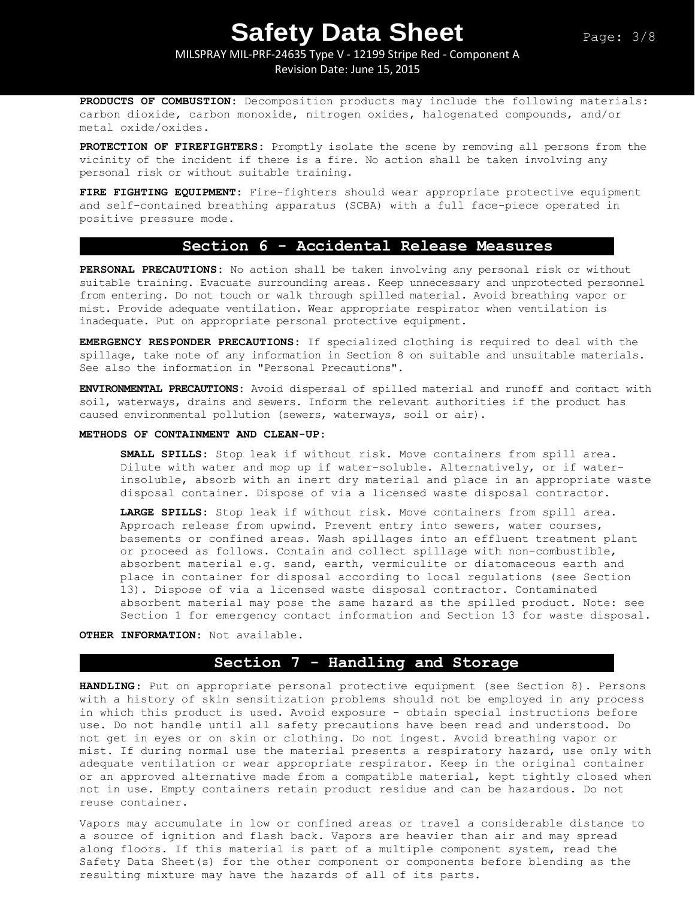**PRODUCTS OF COMBUSTION:** Decomposition products may include the following materials: carbon dioxide, carbon monoxide, nitrogen oxides, halogenated compounds, and/or metal oxide/oxides.

**PROTECTION OF FIREFIGHTERS:** Promptly isolate the scene by removing all persons from the vicinity of the incident if there is a fire. No action shall be taken involving any personal risk or without suitable training.

**FIRE FIGHTING EQUIPMENT:** Fire-fighters should wear appropriate protective equipment and self-contained breathing apparatus (SCBA) with a full face-piece operated in positive pressure mode.

## Section 6 - Accidental Release Measures

**PERSONAL PRECAUTIONS:** No action shall be taken involving any personal risk or without suitable training. Evacuate surrounding areas. Keep unnecessary and unprotected personnel from entering. Do not touch or walk through spilled material. Avoid breathing vapor or mist. Provide adequate ventilation. Wear appropriate respirator when ventilation is inadequate. Put on appropriate personal protective equipment.

**EMERGENCY RESPONDER PRECAUTIONS:** If specialized clothing is required to deal with the spillage, take note of any information in Section 8 on suitable and unsuitable materials. See also the information in "Personal Precautions".

**ENVIRONMENTAL PRECAUTIONS:** Avoid dispersal of spilled material and runoff and contact with soil, waterways, drains and sewers. Inform the relevant authorities if the product has caused environmental pollution (sewers, waterways, soil or air).

**METHODS OF CONTAINMENT AND CLEAN-UP:**

**SMALL SPILLS:** Stop leak if without risk. Move containers from spill area. Dilute with water and mop up if water-soluble. Alternatively, or if water-insoluble, absorb with an inert dry material and place in an appropriate waste disposal container. Dispose of via a licensed waste disposal contractor.

**LARGE SPILLS:** Stop leak if without risk. Move containers from spill area. Approach release from upwind. Prevent entry into sewers, water courses, basements or confined areas. Wash spillages into an effluent treatment plant or proceed as follows. Contain and collect spillage with non-combustible, absorbent material e.g. sand, earth, vermiculite or diatomaceous earth and place in container for disposal according to local regulations (see Section 13). Dispose of via a licensed waste disposal contractor. Contaminated absorbent material may pose the same hazard as the spilled product. Note: see Section 1 for emergency contact information and Section 13 for waste disposal.

**OTHER INFORMATION:** Not available.

## Section 7 - Handling and Storage

**HANDLING:** Put on appropriate personal protective equipment (see Section 8). Persons with a history of skin sensitization problems should not be employed in any process in which this product is used. Avoid exposure - obtain special instructions before use. Do not handle until all safety precautions have been read and understood. Do not get in eyes or on skin or clothing. Do not ingest. Avoid breathing vapor or mist. If during normal use the material presents a respiratory hazard, use only with adequate ventilation or wear appropriate respirator. Keep in the original container or an approved alternative made from a compatible material, kept tightly closed when not in use. Empty containers retain product residue and can be hazardous. Do not reuse container.

Vapors may accumulate in low or confined areas or travel a considerable distance to a source of ignition and flash back. Vapors are heavier than air and may spread along floors. If this material is part of a multiple component system, read the Safety Data Sheet(s) for the other component or components before blending as the resulting mixture may have the hazards of all of its parts.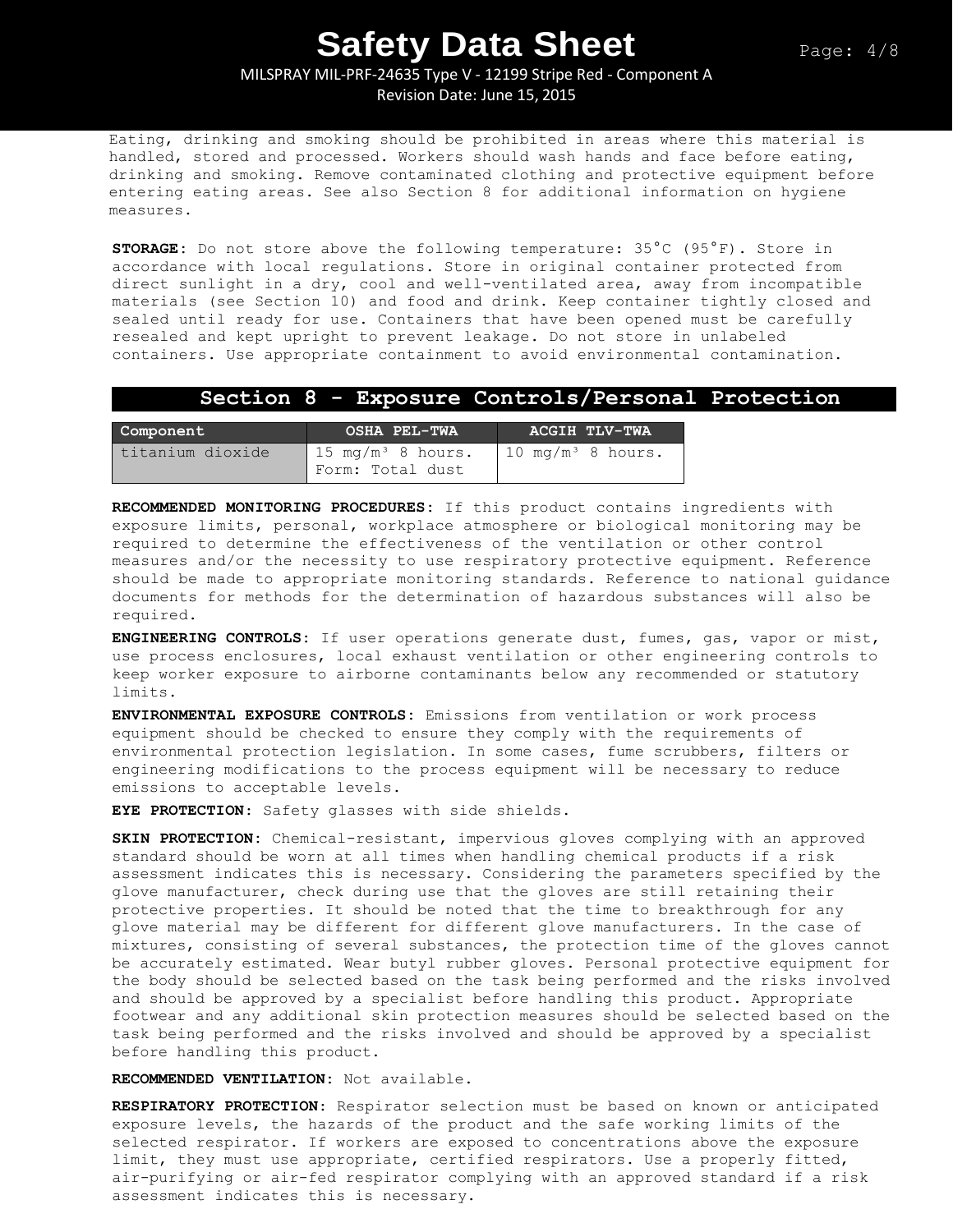Eating, drinking and smoking should be prohibited in areas where this material is handled, stored and processed. Workers should wash hands and face before eating, drinking and smoking. Remove contaminated clothing and protective equipment before entering eating areas. See also Section 8 for additional information on hygiene measures.

**STORAGE:** Do not store above the following temperature: 35°C (95°F). Store in accordance with local regulations. Store in original container protected from direct sunlight in a dry, cool and well-ventilated area, away from incompatible materials (see Section 10) and food and drink. Keep container tightly closed and sealed until ready for use. Containers that have been opened must be carefully resealed and kept upright to prevent leakage. Do not store in unlabeled containers. Use appropriate containment to avoid environmental contamination.

## Section 8 - Exposure Controls/Personal Protection

| Component | OSHA PEL-TWA | ACGIH TLV-TWA |
|---|---|---|
| titanium dioxide | 15 mg/m³ 8 hours. Form: Total dust | 10 mg/m³ 8 hours. |

**RECOMMENDED MONITORING PROCEDURES:** If this product contains ingredients with exposure limits, personal, workplace atmosphere or biological monitoring may be required to determine the effectiveness of the ventilation or other control measures and/or the necessity to use respiratory protective equipment. Reference should be made to appropriate monitoring standards. Reference to national guidance documents for methods for the determination of hazardous substances will also be required.

**ENGINEERING CONTROLS:** If user operations generate dust, fumes, gas, vapor or mist, use process enclosures, local exhaust ventilation or other engineering controls to keep worker exposure to airborne contaminants below any recommended or statutory limits.

**ENVIRONMENTAL EXPOSURE CONTROLS:** Emissions from ventilation or work process equipment should be checked to ensure they comply with the requirements of environmental protection legislation. In some cases, fume scrubbers, filters or engineering modifications to the process equipment will be necessary to reduce emissions to acceptable levels.

**EYE PROTECTION:** Safety glasses with side shields.

**SKIN PROTECTION:** Chemical-resistant, impervious gloves complying with an approved standard should be worn at all times when handling chemical products if a risk assessment indicates this is necessary. Considering the parameters specified by the glove manufacturer, check during use that the gloves are still retaining their protective properties. It should be noted that the time to breakthrough for any glove material may be different for different glove manufacturers. In the case of mixtures, consisting of several substances, the protection time of the gloves cannot be accurately estimated. Wear butyl rubber gloves. Personal protective equipment for the body should be selected based on the task being performed and the risks involved and should be approved by a specialist before handling this product. Appropriate footwear and any additional skin protection measures should be selected based on the task being performed and the risks involved and should be approved by a specialist before handling this product.

**RECOMMENDED VENTILATION:** Not available.

**RESPIRATORY PROTECTION:** Respirator selection must be based on known or anticipated exposure levels, the hazards of the product and the safe working limits of the selected respirator. If workers are exposed to concentrations above the exposure limit, they must use appropriate, certified respirators. Use a properly fitted, air-purifying or air-fed respirator complying with an approved standard if a risk assessment indicates this is necessary.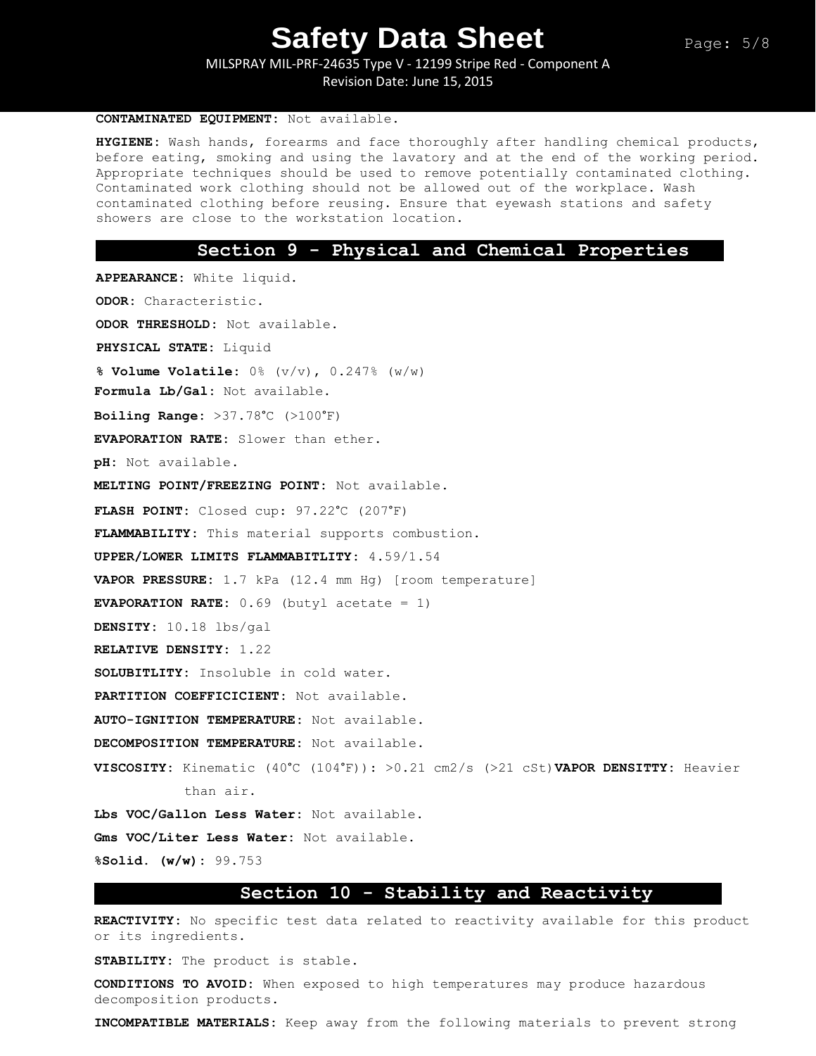**CONTAMINATED EQUIPMENT:** Not available.

**HYGIENE:** Wash hands, forearms and face thoroughly after handling chemical products, before eating, smoking and using the lavatory and at the end of the working period. Appropriate techniques should be used to remove potentially contaminated clothing. Contaminated work clothing should not be allowed out of the workplace. Wash contaminated clothing before reusing. Ensure that eyewash stations and safety showers are close to the workstation location.

## Section 9 - Physical and Chemical Properties

**APPEARANCE:** White liquid.

**ODOR:** Characteristic.

**ODOR THRESHOLD:** Not available.

**PHYSICAL STATE:** Liquid

**% Volume Volatile:** 0% (v/v), 0.247% (w/w)

**Formula Lb/Gal:** Not available.

**Boiling Range:** >37.78°C (>100°F)

**EVAPORATION RATE:** Slower than ether.

**pH:** Not available.

**MELTING POINT/FREEZING POINT:** Not available.

**FLASH POINT:** Closed cup: 97.22°C (207°F)

**FLAMMABILITY:** This material supports combustion.

**UPPER/LOWER LIMITS FLAMMABITLITY:** 4.59/1.54

**VAPOR PRESSURE:** 1.7 kPa (12.4 mm Hg) [room temperature]

**EVAPORATION RATE:** 0.69 (butyl acetate = 1)

**DENSITY:** 10.18 lbs/gal

**RELATIVE DENSITY:** 1.22

**SOLUBITLITY:** Insoluble in cold water.

**PARTITION COEFFICICIENT:** Not available.

**AUTO-IGNITION TEMPERATURE:** Not available.

**DECOMPOSITION TEMPERATURE:** Not available.

**VISCOSITY:** Kinematic (40°C (104°F)): >0.21 cm2/s (>21 cSt)**VAPOR DENSITTY:** Heavier than air.

**Lbs VOC/Gallon Less Water:** Not available.

**Gms VOC/Liter Less Water:** Not available.

**%Solid. (w/w):** 99.753

## Section 10 - Stability and Reactivity

**REACTIVITY:** No specific test data related to reactivity available for this product or its ingredients.

**STABILITY:** The product is stable.

**CONDITIONS TO AVOID:** When exposed to high temperatures may produce hazardous decomposition products.

**INCOMPATIBLE MATERIALS:** Keep away from the following materials to prevent strong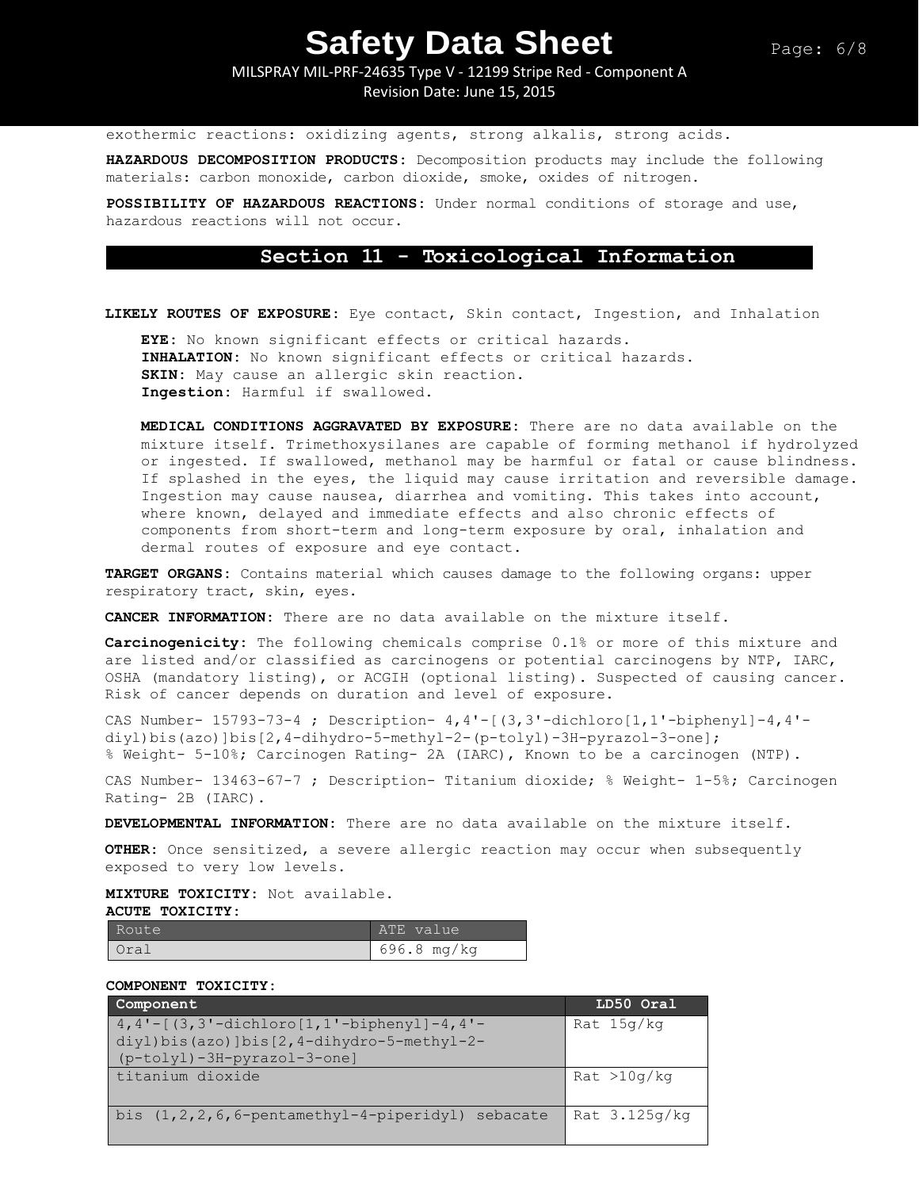exothermic reactions: oxidizing agents, strong alkalis, strong acids.

**HAZARDOUS DECOMPOSITION PRODUCTS:** Decomposition products may include the following materials: carbon monoxide, carbon dioxide, smoke, oxides of nitrogen.

**POSSIBILITY OF HAZARDOUS REACTIONS:** Under normal conditions of storage and use, hazardous reactions will not occur.

## Section 11 - Toxicological Information

**LIKELY ROUTES OF EXPOSURE:** Eye contact, Skin contact, Ingestion, and Inhalation

**EYE:** No known significant effects or critical hazards.
**INHALATION:** No known significant effects or critical hazards.
**SKIN:** May cause an allergic skin reaction.
**Ingestion:** Harmful if swallowed.

**MEDICAL CONDITIONS AGGRAVATED BY EXPOSURE:** There are no data available on the mixture itself. Trimethoxysilanes are capable of forming methanol if hydrolyzed or ingested. If swallowed, methanol may be harmful or fatal or cause blindness. If splashed in the eyes, the liquid may cause irritation and reversible damage. Ingestion may cause nausea, diarrhea and vomiting. This takes into account, where known, delayed and immediate effects and also chronic effects of components from short-term and long-term exposure by oral, inhalation and dermal routes of exposure and eye contact.

**TARGET ORGANS:** Contains material which causes damage to the following organs: upper respiratory tract, skin, eyes.

**CANCER INFORMATION:** There are no data available on the mixture itself.

**Carcinogenicity:** The following chemicals comprise 0.1% or more of this mixture and are listed and/or classified as carcinogens or potential carcinogens by NTP, IARC, OSHA (mandatory listing), or ACGIH (optional listing). Suspected of causing cancer. Risk of cancer depends on duration and level of exposure.

CAS Number- 15793-73-4 ; Description- 4,4'-[(3,3'-dichloro[1,1'-biphenyl]-4,4'-diyl)bis(azo)]bis[2,4-dihydro-5-methyl-2-(p-tolyl)-3H-pyrazol-3-one]; % Weight- 5-10%; Carcinogen Rating- 2A (IARC), Known to be a carcinogen (NTP).

CAS Number- 13463-67-7 ; Description- Titanium dioxide; % Weight- 1-5%; Carcinogen Rating- 2B (IARC).

**DEVELOPMENTAL INFORMATION:** There are no data available on the mixture itself.

**OTHER:** Once sensitized, a severe allergic reaction may occur when subsequently exposed to very low levels.

**MIXTURE TOXICITY:** Not available.
**ACUTE TOXICITY:**

| Route | ATE value |
|---|---|
| Oral | 696.8 mg/kg |

**COMPONENT TOXICITY:**

| Component | LD50 Oral |
|---|---|
| 4,4'-[(3,3'-dichloro[1,1'-biphenyl]-4,4'-diyl)bis(azo)]bis[2,4-dihydro-5-methyl-2-(p-tolyl)-3H-pyrazol-3-one] | Rat 15g/kg |
| titanium dioxide | Rat >10g/kg |
| bis (1,2,2,6,6-pentamethyl-4-piperidyl) sebacate | Rat 3.125g/kg |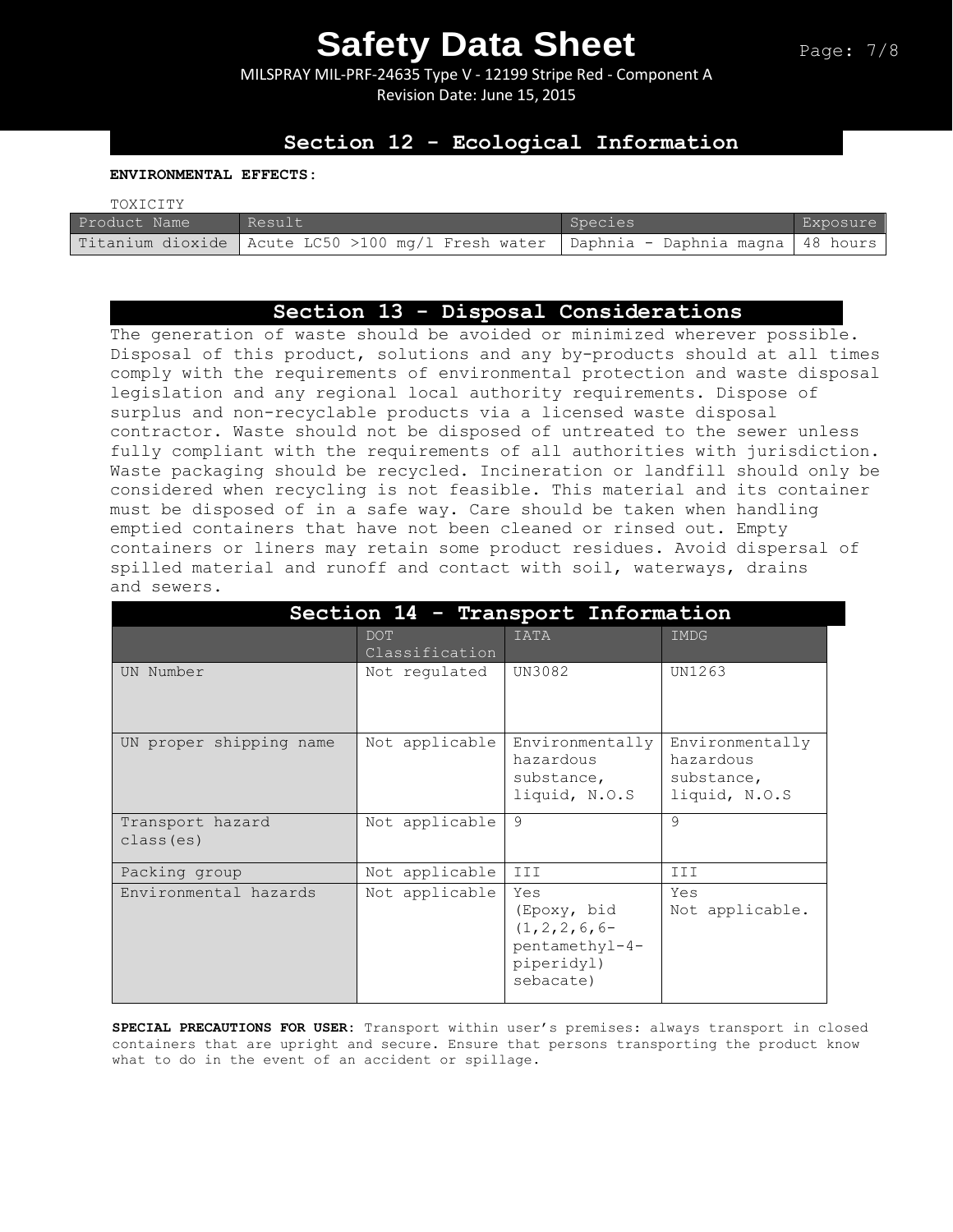## Section 12 - Ecological Information

**ENVIRONMENTAL EFFECTS:**

TOXICITY

| Product Name | Result | Species | Exposure |
|---|---|---|---|
| Titanium dioxide | Acute LC50 >100 mg/l Fresh water | Daphnia - Daphnia magna | 48 hours |

## Section 13 - Disposal Considerations

The generation of waste should be avoided or minimized wherever possible. Disposal of this product, solutions and any by-products should at all times comply with the requirements of environmental protection and waste disposal legislation and any regional local authority requirements. Dispose of surplus and non-recyclable products via a licensed waste disposal contractor. Waste should not be disposed of untreated to the sewer unless fully compliant with the requirements of all authorities with jurisdiction. Waste packaging should be recycled. Incineration or landfill should only be considered when recycling is not feasible. This material and its container must be disposed of in a safe way. Care should be taken when handling emptied containers that have not been cleaned or rinsed out. Empty containers or liners may retain some product residues. Avoid dispersal of spilled material and runoff and contact with soil, waterways, drains and sewers.

## Section 14 - Transport Information

| | DOT Classification | IATA | IMDG |
|---|---|---|---|
| UN Number | Not regulated | UN3082 | UN1263 |
| UN proper shipping name | Not applicable | Environmentally hazardous substance, liquid, N.O.S | Environmentally hazardous substance, liquid, N.O.S |
| Transport hazard class(es) | Not applicable | 9 | 9 |
| Packing group | Not applicable | III | III |
| Environmental hazards | Not applicable | Yes (Epoxy, bid (1,2,2,6,6-pentamethyl-4-piperidyl) sebacate) | Yes Not applicable. |

**SPECIAL PRECAUTIONS FOR USER**: Transport within user's premises: always transport in closed containers that are upright and secure. Ensure that persons transporting the product know what to do in the event of an accident or spillage.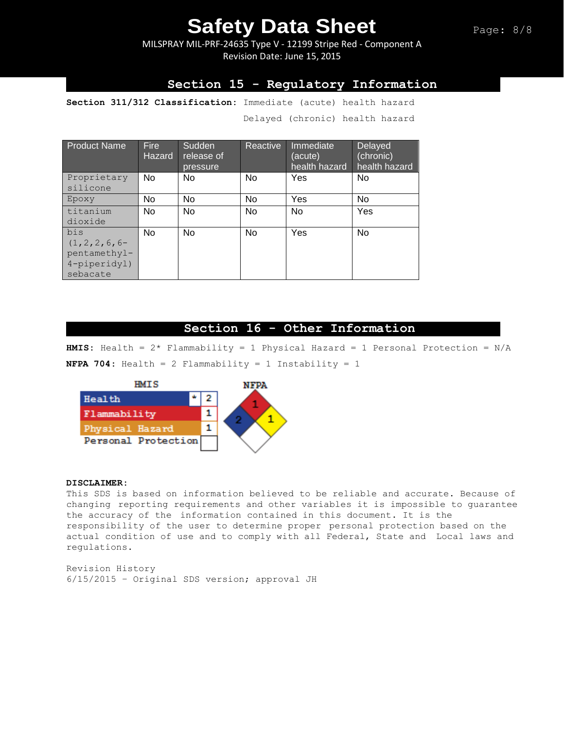## Section 15 - Regulatory Information

**Section 311/312 Classification:** Immediate (acute) health hazard

Delayed (chronic) health hazard

| Product Name | Fire Hazard | Sudden release of pressure | Reactive | Immediate (acute) health hazard | Delayed (chronic) health hazard |
|---|---|---|---|---|---|
| Proprietary silicone | No | No | No | Yes | No |
| Epoxy | No | No | No | Yes | No |
| titanium dioxide | No | No | No | No | Yes |
| bis (1,2,2,6,6-pentamethyl-4-piperidyl) sebacate | No | No | No | Yes | No |

## Section 16 - Other Information

**HMIS:** Health = 2* Flammability = 1 Physical Hazard = 1 Personal Protection = N/A

**NFPA 704:** Health = 2 Flammability = 1 Instability = 1

HMIS
Health * 2
Flammability 1
Physical Hazard 1
Personal Protection

NFPA
1
2
1

**DISCLAIMER:**
This SDS is based on information believed to be reliable and accurate. Because of changing reporting requirements and other variables it is impossible to guarantee the accuracy of the information contained in this document. It is the responsibility of the user to determine proper personal protection based on the actual condition of use and to comply with all Federal, State and Local laws and regulations.

Revision History
6/15/2015 – Original SDS version; approval JH